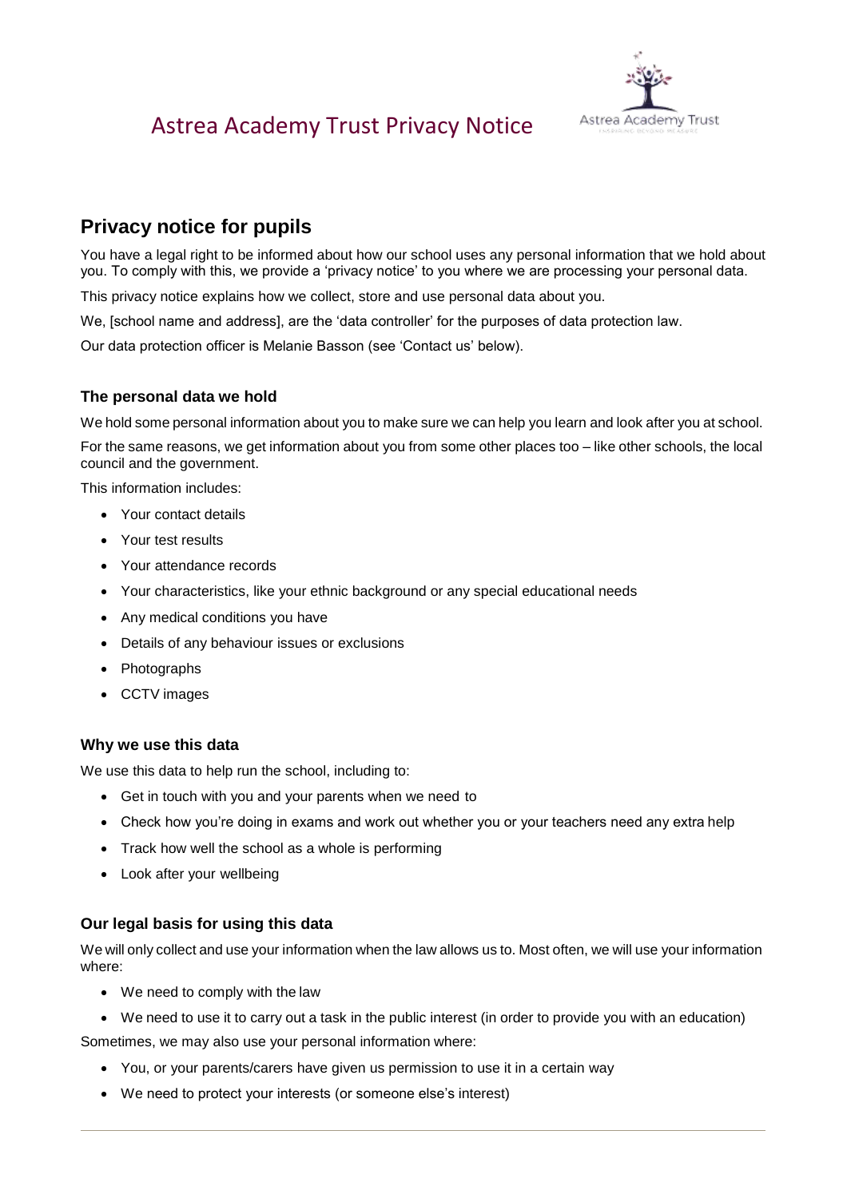# Astrea Academy Trust Privacy Notice

## Privacy notice for pupils

You have a legal right to be informed about how our school uses any personal information that we hold about you. To comply with this, we provide a 'privacy notice' to you where we are processing your personal data.

This privacy notice explains how we collect, store and use personal data about you.

We, [school name and address], are the 'data controller' for the purposes of data protection law.

Our data protection officer is Melanie Basson (see 'Contact us' below).

### The personal data we hold

We hold some personal information about you to make sure we can help you learn and look after you at school.

For the same reasons, we get information about you from some other places too – like other schools, the local council and the government.

This information includes:

- Your contact details
- Your test results
- Your attendance records
- Your characteristics, like your ethnic background or any special educational needs
- Any medical conditions you have
- Details of any behaviour issues or exclusions
- Photographs
- CCTV images

### Why we use this data

We use this data to help run the school, including to:

- Get in touch with you and your parents when we need to
- Check how you're doing in exams and work out whether you or your teachers need any extra help
- Track how well the school as a whole is performing
- Look after your wellbeing

### Our legal basis for using this data

We will only collect and use your information when the law allows us to. Most often, we will use your information where:

- We need to comply with the law
- We need to use it to carry out a task in the public interest (in order to provide you with an education)

Sometimes, we may also use your personal information where:

- You, or your parents/carers have given us permission to use it in a certain way
- We need to protect your interests (or someone else's interest)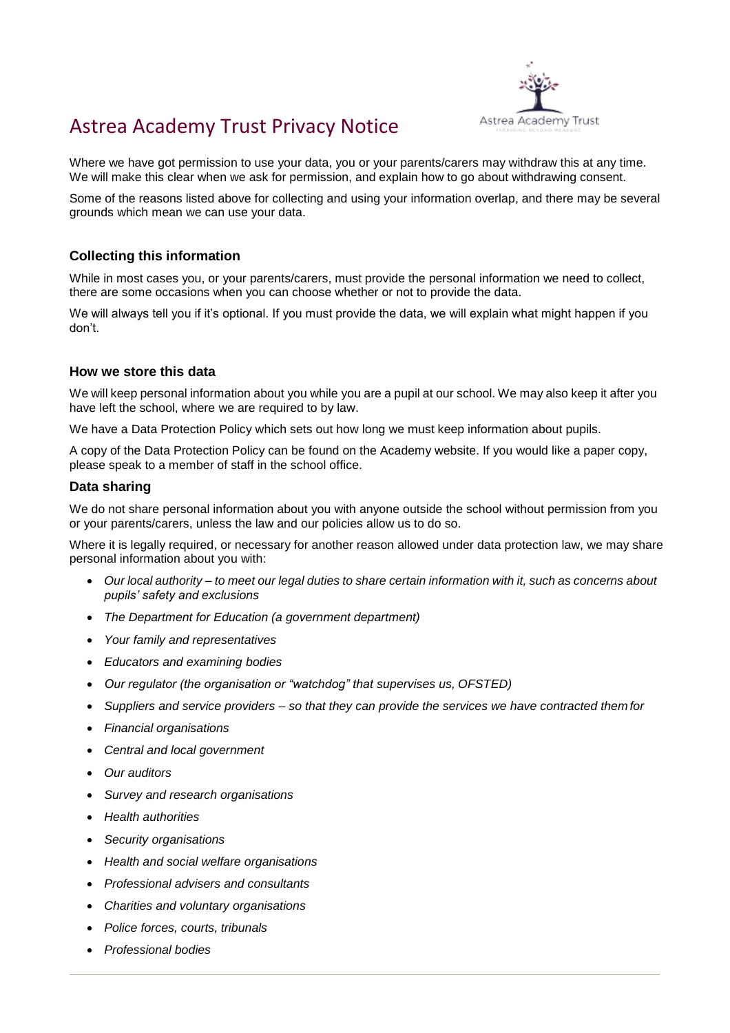# Astrea Academy Trust Privacy Notice

Where we have got permission to use your data, you or your parents/carers may withdraw this at any time. We will make this clear when we ask for permission, and explain how to go about withdrawing consent.

Some of the reasons listed above for collecting and using your information overlap, and there may be several grounds which mean we can use your data.

### Collecting this information

While in most cases you, or your parents/carers, must provide the personal information we need to collect, there are some occasions when you can choose whether or not to provide the data.

We will always tell you if it's optional. If you must provide the data, we will explain what might happen if you don't.

### How we store this data

We will keep personal information about you while you are a pupil at our school. We may also keep it after you have left the school, where we are required to by law.

We have a Data Protection Policy which sets out how long we must keep information about pupils.

A copy of the Data Protection Policy can be found on the Academy website. If you would like a paper copy, please speak to a member of staff in the school office.

### Data sharing

We do not share personal information about you with anyone outside the school without permission from you or your parents/carers, unless the law and our policies allow us to do so.

Where it is legally required, or necessary for another reason allowed under data protection law, we may share personal information about you with:

- *Our local authority – to meet our legal duties to share certain information with it, such as concerns about pupils' safety and exclusions*
- *The Department for Education (a government department)*
- *Your family and representatives*
- *Educators and examining bodies*
- *Our regulator (the organisation or "watchdog" that supervises us, OFSTED)*
- *Suppliers and service providers – so that they can provide the services we have contracted them for*
- *Financial organisations*
- *Central and local government*
- *Our auditors*
- *Survey and research organisations*
- *Health authorities*
- *Security organisations*
- *Health and social welfare organisations*
- *Professional advisers and consultants*
- *Charities and voluntary organisations*
- *Police forces, courts, tribunals*
- *Professional bodies*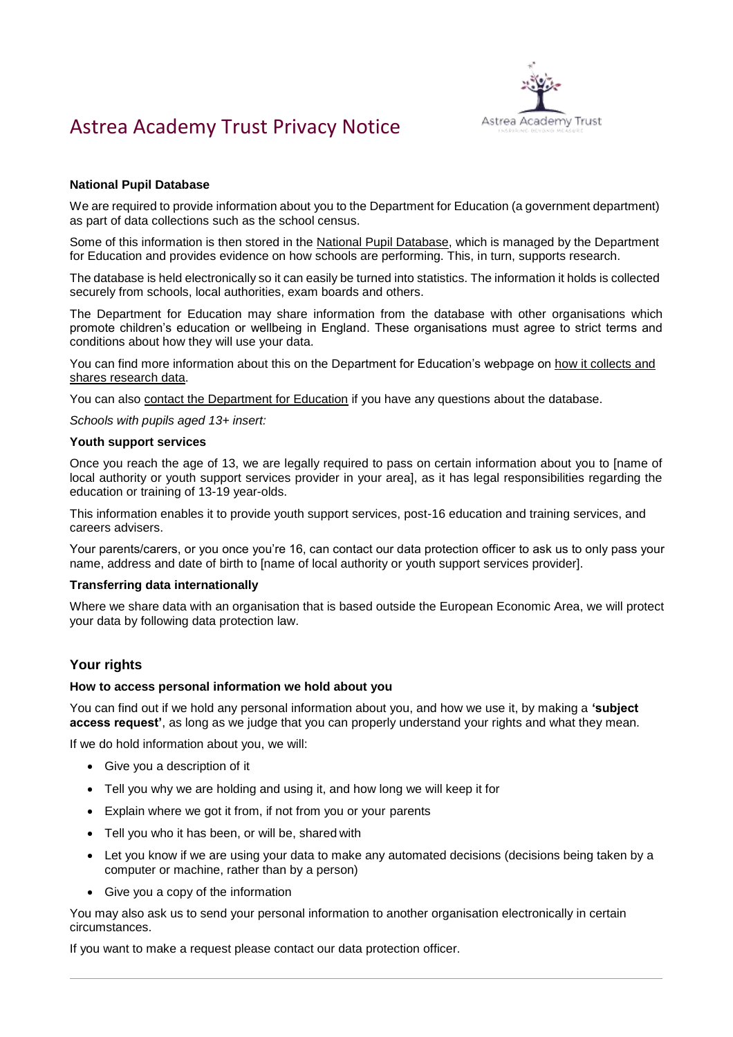# Astrea Academy Trust Privacy Notice

**National Pupil Database**

We are required to provide information about you to the Department for Education (a government department) as part of data collections such as the school census.

Some of this information is then stored in the National Pupil Database, which is managed by the Department for Education and provides evidence on how schools are performing. This, in turn, supports research.

The database is held electronically so it can easily be turned into statistics. The information it holds is collected securely from schools, local authorities, exam boards and others.

The Department for Education may share information from the database with other organisations which promote children's education or wellbeing in England. These organisations must agree to strict terms and conditions about how they will use your data.

You can find more information about this on the Department for Education's webpage on how it collects and shares research data.

You can also contact the Department for Education if you have any questions about the database.

*Schools with pupils aged 13+ insert:*

**Youth support services**

Once you reach the age of 13, we are legally required to pass on certain information about you to [name of local authority or youth support services provider in your area], as it has legal responsibilities regarding the education or training of 13-19 year-olds.

This information enables it to provide youth support services, post-16 education and training services, and careers advisers.

Your parents/carers, or you once you're 16, can contact our data protection officer to ask us to only pass your name, address and date of birth to [name of local authority or youth support services provider].

**Transferring data internationally**

Where we share data with an organisation that is based outside the European Economic Area, we will protect your data by following data protection law.

## Your rights

**How to access personal information we hold about you**

You can find out if we hold any personal information about you, and how we use it, by making a **'subject access request'**, as long as we judge that you can properly understand your rights and what they mean.

If we do hold information about you, we will:

- Give you a description of it
- Tell you why we are holding and using it, and how long we will keep it for
- Explain where we got it from, if not from you or your parents
- Tell you who it has been, or will be, shared with
- Let you know if we are using your data to make any automated decisions (decisions being taken by a computer or machine, rather than by a person)
- Give you a copy of the information

You may also ask us to send your personal information to another organisation electronically in certain circumstances.

If you want to make a request please contact our data protection officer.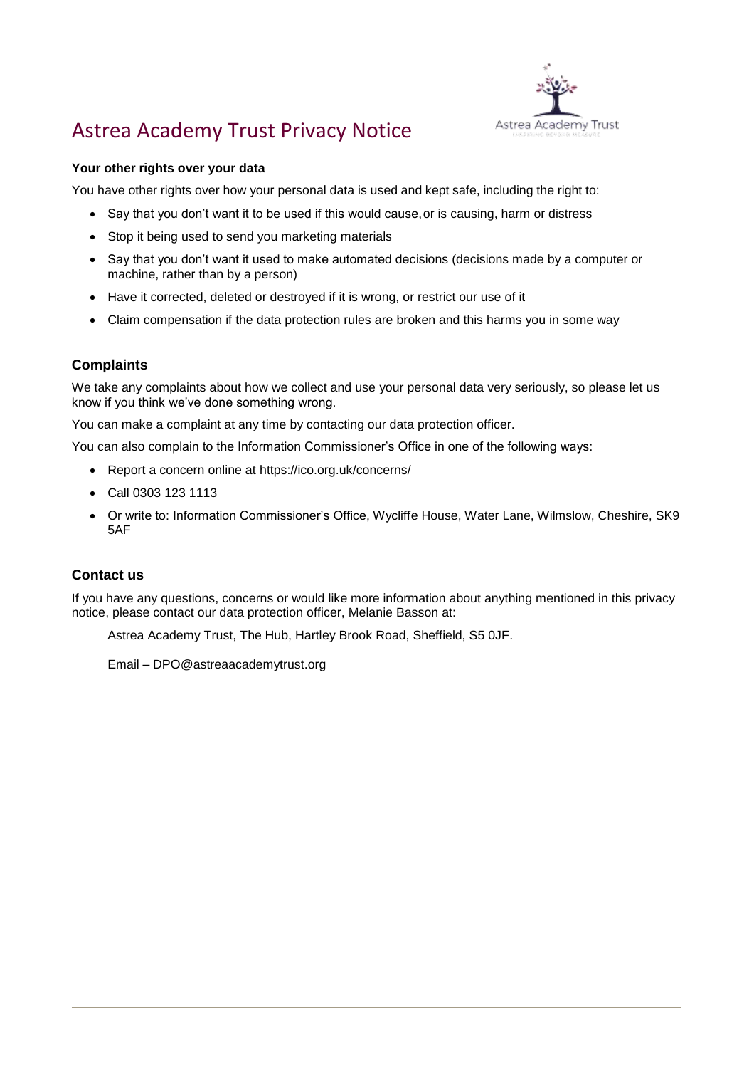# Astrea Academy Trust Privacy Notice

### Your other rights over your data

You have other rights over how your personal data is used and kept safe, including the right to:

- Say that you don't want it to be used if this would cause, or is causing, harm or distress
- Stop it being used to send you marketing materials
- Say that you don't want it used to make automated decisions (decisions made by a computer or machine, rather than by a person)
- Have it corrected, deleted or destroyed if it is wrong, or restrict our use of it
- Claim compensation if the data protection rules are broken and this harms you in some way

## Complaints

We take any complaints about how we collect and use your personal data very seriously, so please let us know if you think we've done something wrong.

You can make a complaint at any time by contacting our data protection officer.

You can also complain to the Information Commissioner's Office in one of the following ways:

- Report a concern online at https://ico.org.uk/concerns/
- Call 0303 123 1113
- Or write to: Information Commissioner's Office, Wycliffe House, Water Lane, Wilmslow, Cheshire, SK9 5AF

## Contact us

If you have any questions, concerns or would like more information about anything mentioned in this privacy notice, please contact our data protection officer, Melanie Basson at:

Astrea Academy Trust, The Hub, Hartley Brook Road, Sheffield, S5 0JF.

Email – DPO@astreaacademytrust.org